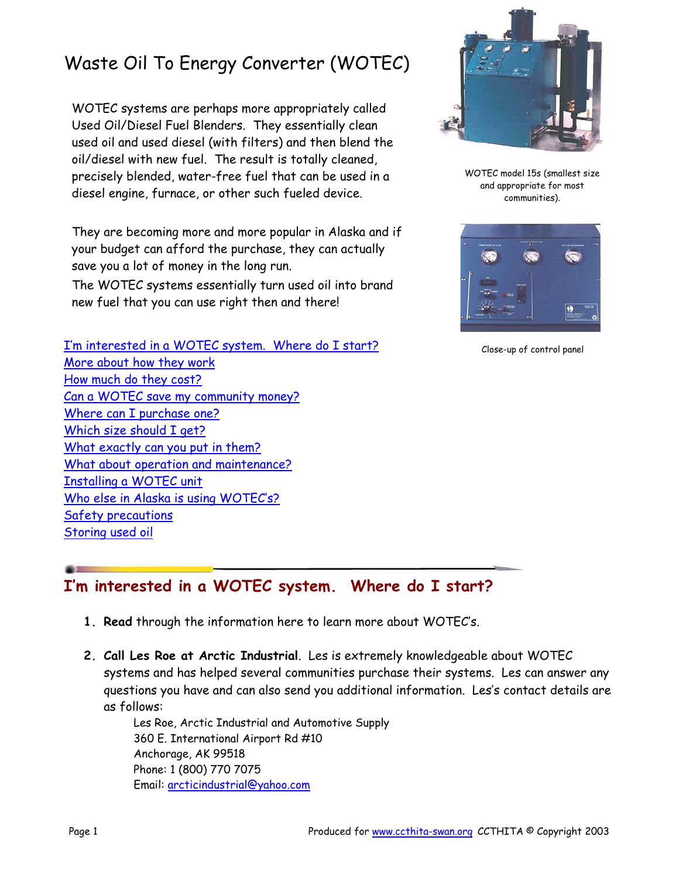# Waste Oil To Energy Converter (WOTEC)

WOTEC systems are perhaps more appropriately called Used Oil/Diesel Fuel Blenders. They essentially clean used oil and used diesel (with filters) and then blend the oil/diesel with new fuel. The result is totally cleaned, precisely blended, water-free fuel that can be used in a diesel engine, furnace, or other such fueled device.

They are becoming more and more popular in Alaska and if your budget can afford the purchase, they can actually save you a lot of money in the long run.

The WOTEC systems essentially turn used oil into brand new fuel that you can use right then and there!

WOTEC model 15s (smallest size and appropriate for most communities).

Close-up of control panel

- I'm interested in a WOTEC system. Where do I start?
- More about how they work
- How much do they cost?
- Can a WOTEC save my community money?
- Where can I purchase one?
- Which size should I get?
- What exactly can you put in them?
- What about operation and maintenance?
- Installing a WOTEC unit
- Who else in Alaska is using WOTEC's?
- Safety precautions
- Storing used oil

## I'm interested in a WOTEC system. Where do I start?

1. **Read** through the information here to learn more about WOTEC's.
2. **Call Les Roe at Arctic Industrial**. Les is extremely knowledgeable about WOTEC systems and has helped several communities purchase their systems. Les can answer any questions you have and can also send you additional information. Les's contact details are as follows:

   Les Roe, Arctic Industrial and Automotive Supply
   360 E. International Airport Rd #10
   Anchorage, AK 99518
   Phone: 1 (800) 770 7075
   Email: arcticindustrial@yahoo.com

Produced for www.ccthita-swan.org CCTHITA © Copyright 2003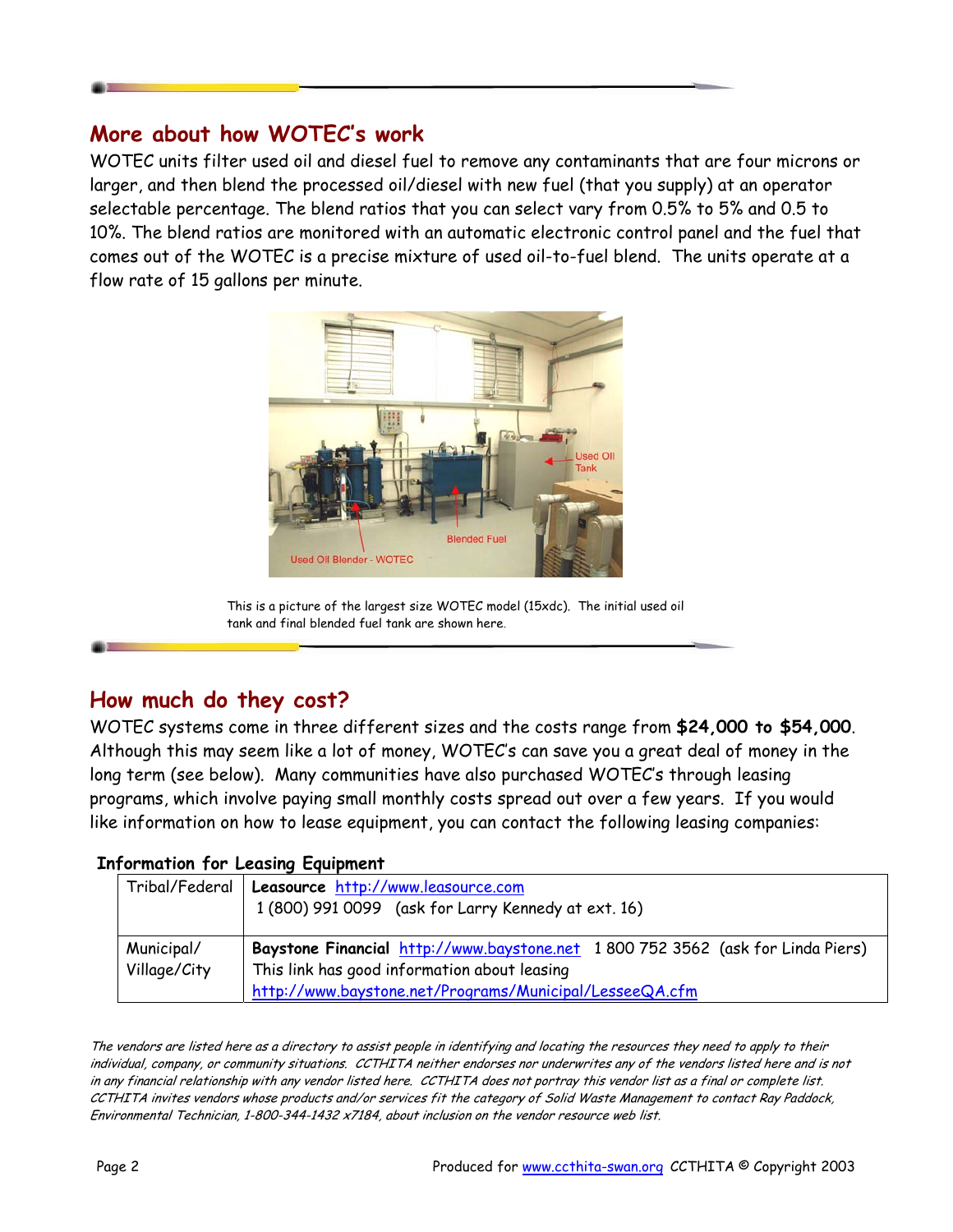## More about how WOTEC's work

WOTEC units filter used oil and diesel fuel to remove any contaminants that are four microns or larger, and then blend the processed oil/diesel with new fuel (that you supply) at an operator selectable percentage. The blend ratios that you can select vary from 0.5% to 5% and 0.5 to 10%. The blend ratios are monitored with an automatic electronic control panel and the fuel that comes out of the WOTEC is a precise mixture of used oil-to-fuel blend. The units operate at a flow rate of 15 gallons per minute.

This is a picture of the largest size WOTEC model (15xdc). The initial used oil tank and final blended fuel tank are shown here.

## How much do they cost?

WOTEC systems come in three different sizes and the costs range from **$24,000 to $54,000**. Although this may seem like a lot of money, WOTEC's can save you a great deal of money in the long term (see below). Many communities have also purchased WOTEC's through leasing programs, which involve paying small monthly costs spread out over a few years. If you would like information on how to lease equipment, you can contact the following leasing companies:

**Information for Leasing Equipment**

| | |
|---|---|
| Tribal/Federal | **Leasource** http://www.leasource.com<br>1 (800) 991 0099 (ask for Larry Kennedy at ext. 16) |
| Municipal/ Village/City | **Baystone Financial** http://www.baystone.net 1 800 752 3562 (ask for Linda Piers)<br>This link has good information about leasing<br>http://www.baystone.net/Programs/Municipal/LesseeQA.cfm |

*The vendors are listed here as a directory to assist people in identifying and locating the resources they need to apply to their individual, company, or community situations. CCTHITA neither endorses nor underwrites any of the vendors listed here and is not in any financial relationship with any vendor listed here. CCTHITA does not portray this vendor list as a final or complete list. CCTHITA invites vendors whose products and/or services fit the category of Solid Waste Management to contact Ray Paddock, Environmental Technician, 1-800-344-1432 x7184, about inclusion on the vendor resource web list.*

Produced for www.ccthita-swan.org CCTHITA © Copyright 2003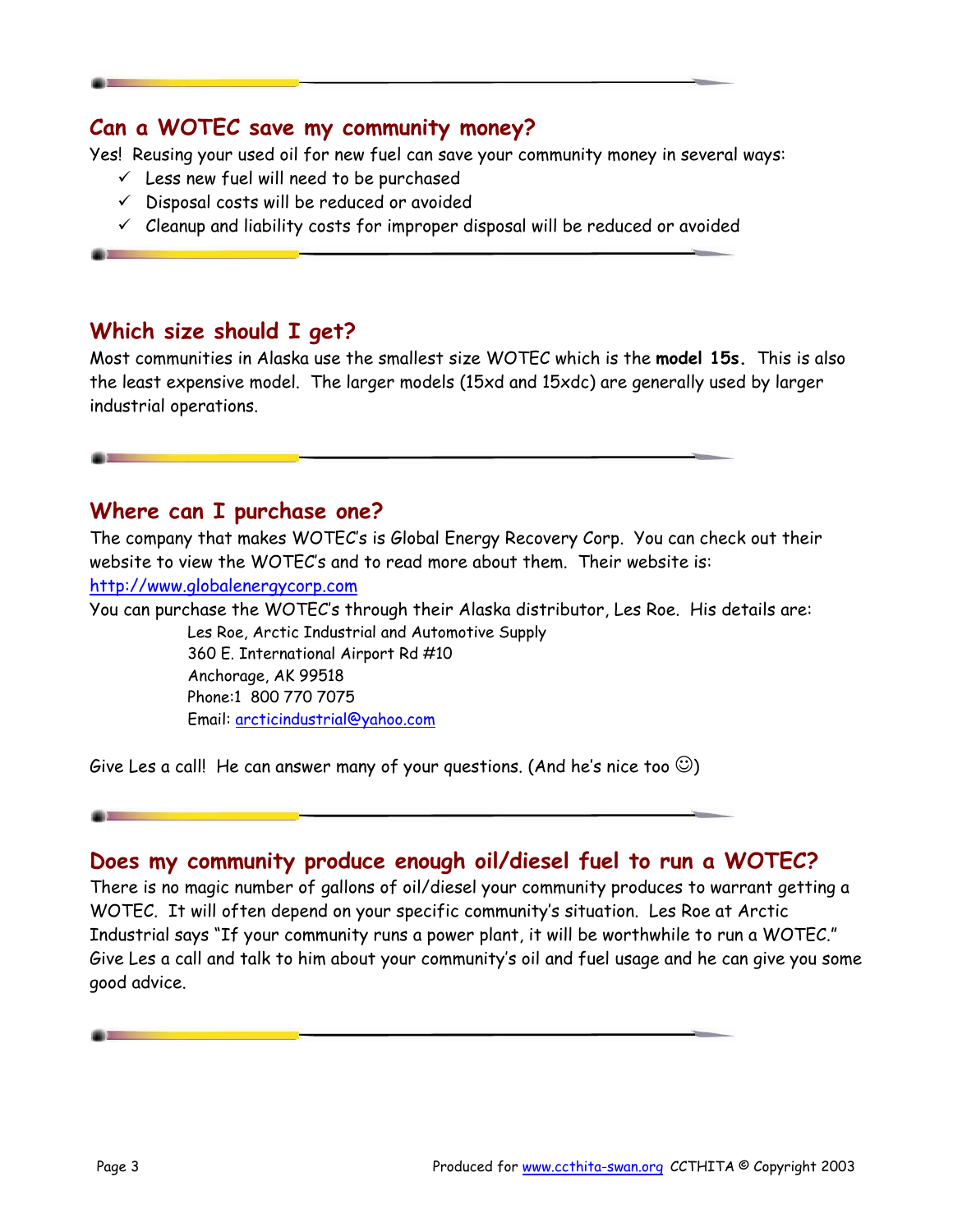## Can a WOTEC save my community money?

Yes! Reusing your used oil for new fuel can save your community money in several ways:

- ✓ Less new fuel will need to be purchased
- ✓ Disposal costs will be reduced or avoided
- ✓ Cleanup and liability costs for improper disposal will be reduced or avoided

## Which size should I get?

Most communities in Alaska use the smallest size WOTEC which is the **model 15s.** This is also the least expensive model. The larger models (15xd and 15xdc) are generally used by larger industrial operations.

## Where can I purchase one?

The company that makes WOTEC's is Global Energy Recovery Corp. You can check out their website to view the WOTEC's and to read more about them. Their website is: [http://www.globalenergycorp.com](http://www.globalenergycorp.com)

You can purchase the WOTEC's through their Alaska distributor, Les Roe. His details are:

> Les Roe, Arctic Industrial and Automotive Supply
> 360 E. International Airport Rd #10
> Anchorage, AK 99518
> Phone:1 800 770 7075
> Email: [arcticindustrial@yahoo.com](mailto:arcticindustrial@yahoo.com)

Give Les a call! He can answer many of your questions. (And he's nice too ☺)

## Does my community produce enough oil/diesel fuel to run a WOTEC?

There is no magic number of gallons of oil/diesel your community produces to warrant getting a WOTEC. It will often depend on your specific community's situation. Les Roe at Arctic Industrial says "If your community runs a power plant, it will be worthwhile to run a WOTEC." Give Les a call and talk to him about your community's oil and fuel usage and he can give you some good advice.

Produced for [www.ccthita-swan.org](http://www.ccthita-swan.org) CCTHITA © Copyright 2003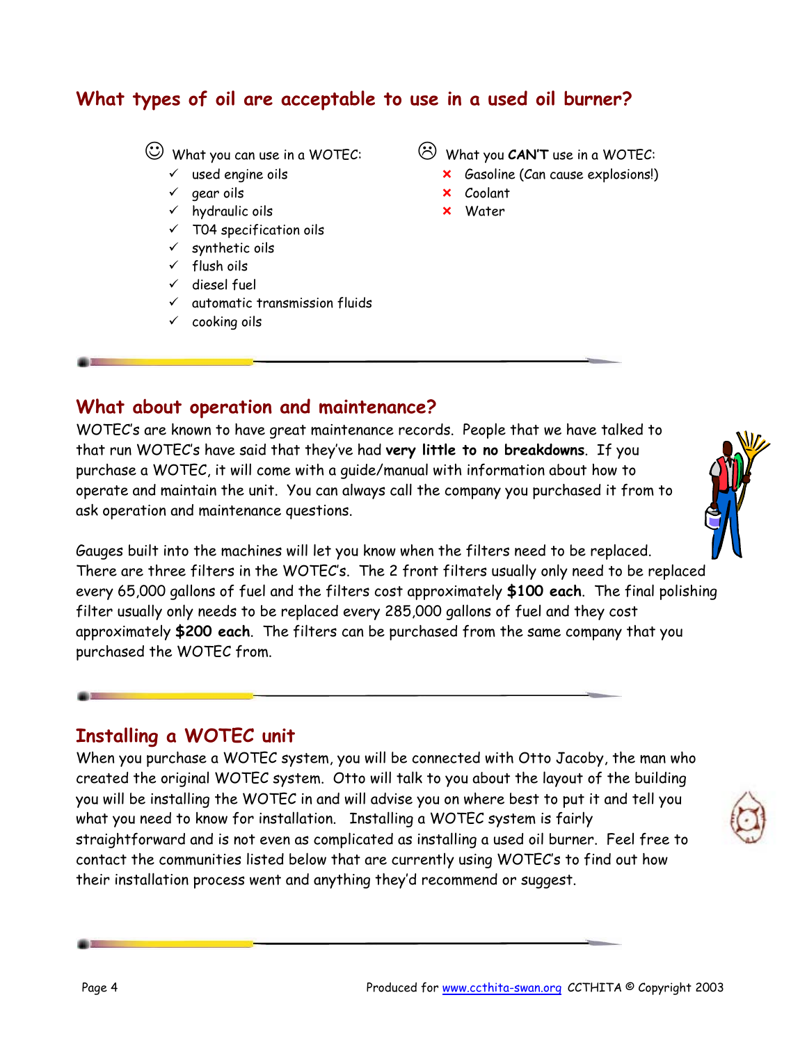## What types of oil are acceptable to use in a used oil burner?

☺ What you can use in a WOTEC:

- ✓ used engine oils
- ✓ gear oils
- ✓ hydraulic oils
- ✓ T04 specification oils
- ✓ synthetic oils
- ✓ flush oils
- ✓ diesel fuel
- ✓ automatic transmission fluids
- ✓ cooking oils

☹ What you **CAN'T** use in a WOTEC:

- ✗ Gasoline (Can cause explosions!)
- ✗ Coolant
- ✗ Water

## What about operation and maintenance?

WOTEC's are known to have great maintenance records. People that we have talked to that run WOTEC's have said that they've had **very little to no breakdowns**. If you purchase a WOTEC, it will come with a guide/manual with information about how to operate and maintain the unit. You can always call the company you purchased it from to ask operation and maintenance questions.

Gauges built into the machines will let you know when the filters need to be replaced. There are three filters in the WOTEC's. The 2 front filters usually only need to be replaced every 65,000 gallons of fuel and the filters cost approximately **$100 each**. The final polishing filter usually only needs to be replaced every 285,000 gallons of fuel and they cost approximately **$200 each**. The filters can be purchased from the same company that you purchased the WOTEC from.

## Installing a WOTEC unit

When you purchase a WOTEC system, you will be connected with Otto Jacoby, the man who created the original WOTEC system. Otto will talk to you about the layout of the building you will be installing the WOTEC in and will advise you on where best to put it and tell you what you need to know for installation. Installing a WOTEC system is fairly straightforward and is not even as complicated as installing a used oil burner. Feel free to contact the communities listed below that are currently using WOTEC's to find out how their installation process went and anything they'd recommend or suggest.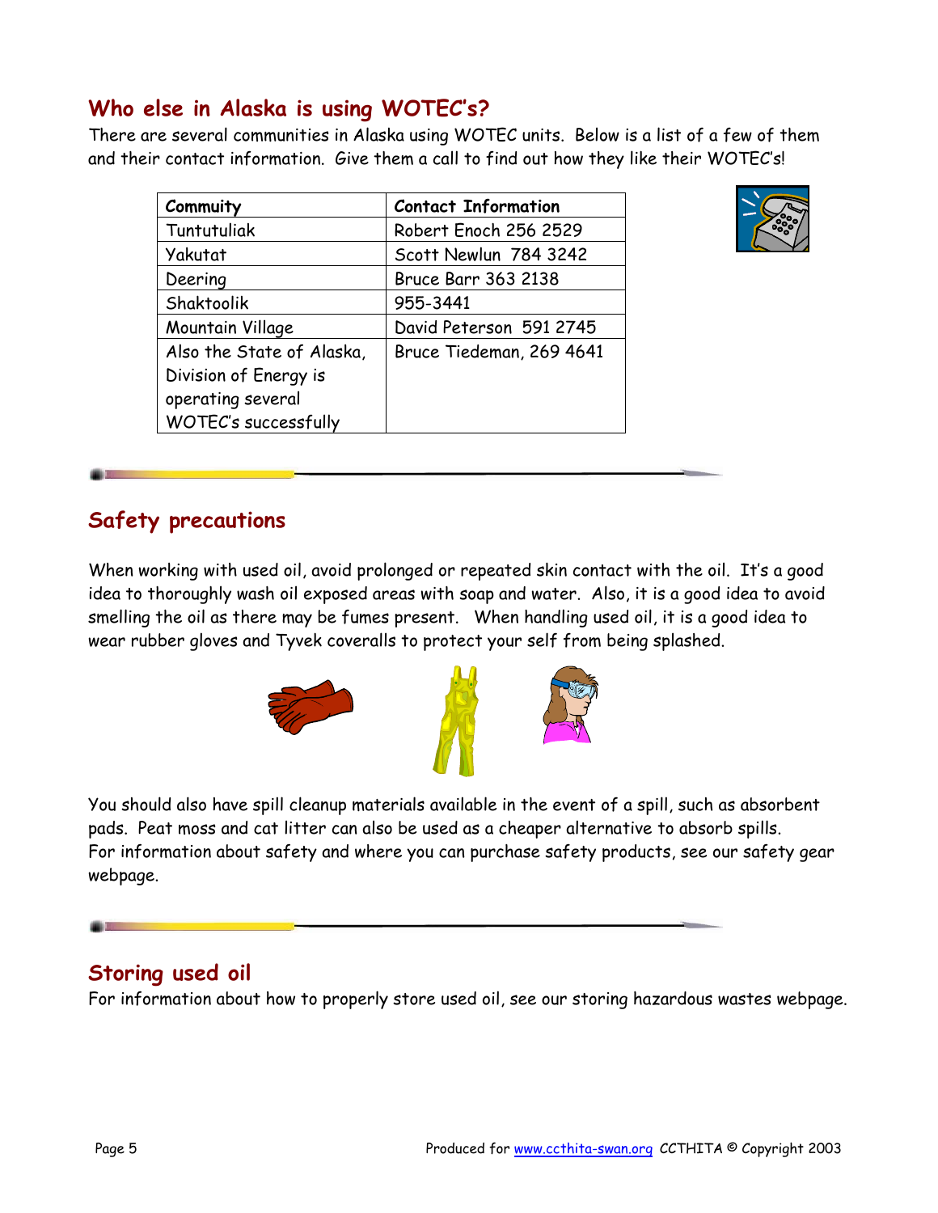## Who else in Alaska is using WOTEC's?

There are several communities in Alaska using WOTEC units. Below is a list of a few of them and their contact information. Give them a call to find out how they like their WOTEC's!

| Commuity | Contact Information |
|---|---|
| Tuntutuliak | Robert Enoch 256 2529 |
| Yakutat | Scott Newlun 784 3242 |
| Deering | Bruce Barr 363 2138 |
| Shaktoolik | 955-3441 |
| Mountain Village | David Peterson 591 2745 |
| Also the State of Alaska, Division of Energy is operating several WOTEC's successfully | Bruce Tiedeman, 269 4641 |

## Safety precautions

When working with used oil, avoid prolonged or repeated skin contact with the oil. It's a good idea to thoroughly wash oil exposed areas with soap and water. Also, it is a good idea to avoid smelling the oil as there may be fumes present. When handling used oil, it is a good idea to wear rubber gloves and Tyvek coveralls to protect your self from being splashed.

You should also have spill cleanup materials available in the event of a spill, such as absorbent pads. Peat moss and cat litter can also be used as a cheaper alternative to absorb spills. For information about safety and where you can purchase safety products, see our safety gear webpage.

## Storing used oil

For information about how to properly store used oil, see our storing hazardous wastes webpage.

Produced for www.ccthita-swan.org CCTHITA © Copyright 2003